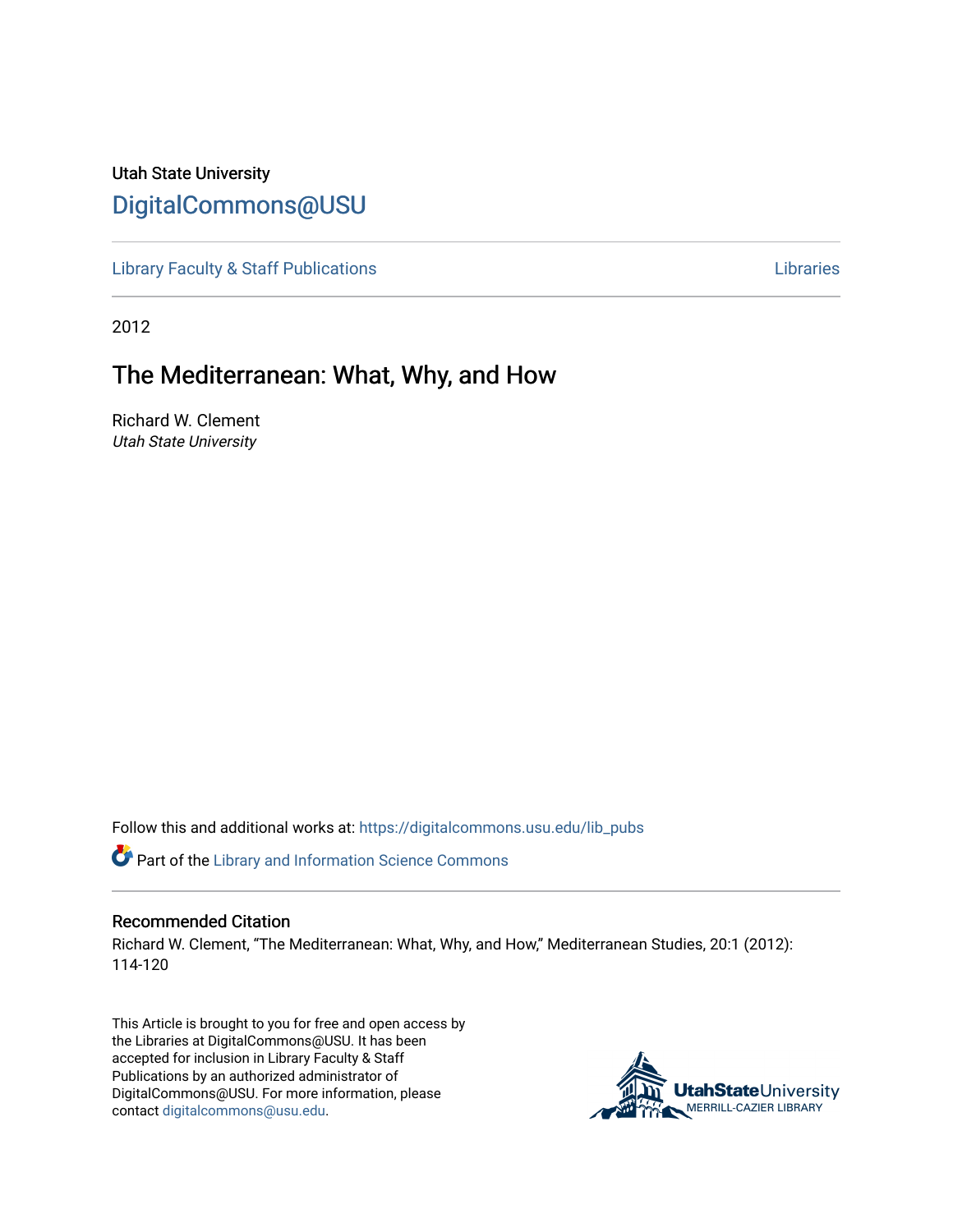Utah State University

# DigitalCommons@USU

Library Faculty & Staff Publications | Libraries

2012

## The Mediterranean: What, Why, and How

Richard W. Clement
*Utah State University*

Follow this and additional works at: https://digitalcommons.usu.edu/lib_pubs

Part of the Library and Information Science Commons

### Recommended Citation

Richard W. Clement, "The Mediterranean: What, Why, and How," Mediterranean Studies, 20:1 (2012): 114-120

This Article is brought to you for free and open access by the Libraries at DigitalCommons@USU. It has been accepted for inclusion in Library Faculty & Staff Publications by an authorized administrator of DigitalCommons@USU. For more information, please contact digitalcommons@usu.edu.

UtahStateUniversity MERRILL-CAZIER LIBRARY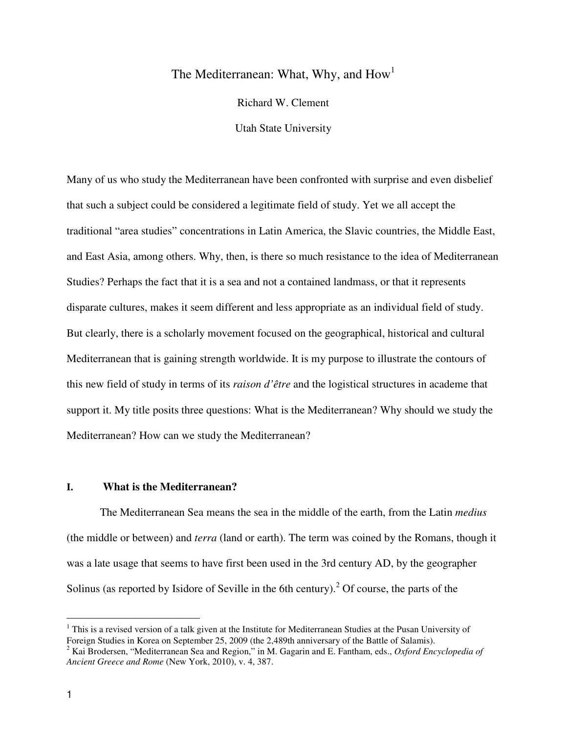# The Mediterranean: What, Why, and How[1]

Richard W. Clement

Utah State University

Many of us who study the Mediterranean have been confronted with surprise and even disbelief that such a subject could be considered a legitimate field of study. Yet we all accept the traditional "area studies" concentrations in Latin America, the Slavic countries, the Middle East, and East Asia, among others. Why, then, is there so much resistance to the idea of Mediterranean Studies? Perhaps the fact that it is a sea and not a contained landmass, or that it represents disparate cultures, makes it seem different and less appropriate as an individual field of study. But clearly, there is a scholarly movement focused on the geographical, historical and cultural Mediterranean that is gaining strength worldwide. It is my purpose to illustrate the contours of this new field of study in terms of its *raison d'être* and the logistical structures in academe that support it. My title posits three questions: What is the Mediterranean? Why should we study the Mediterranean? How can we study the Mediterranean?

## I. What is the Mediterranean?

The Mediterranean Sea means the sea in the middle of the earth, from the Latin *medius* (the middle or between) and *terra* (land or earth). The term was coined by the Romans, though it was a late usage that seems to have first been used in the 3rd century AD, by the geographer Solinus (as reported by Isidore of Seville in the 6th century).[2] Of course, the parts of the

---

[1] This is a revised version of a talk given at the Institute for Mediterranean Studies at the Pusan University of Foreign Studies in Korea on September 25, 2009 (the 2,489th anniversary of the Battle of Salamis).

[2] Kai Brodersen, "Mediterranean Sea and Region," in M. Gagarin and E. Fantham, eds., *Oxford Encyclopedia of Ancient Greece and Rome* (New York, 2010), v. 4, 387.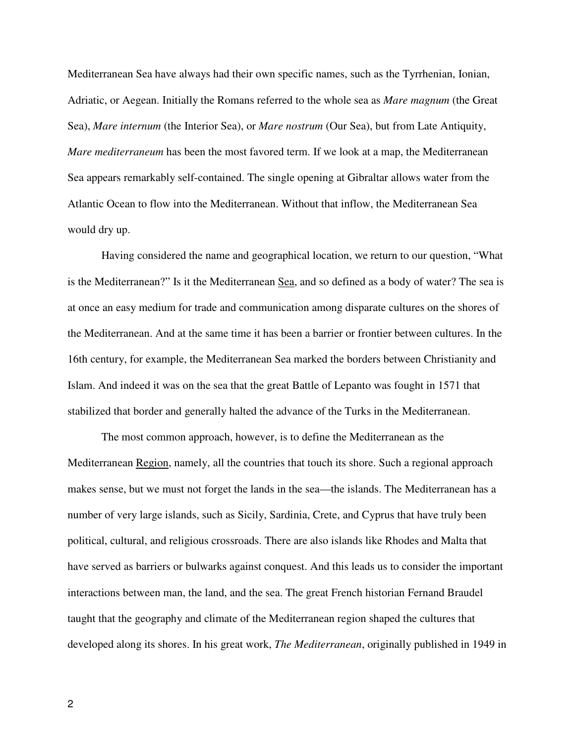Mediterranean Sea have always had their own specific names, such as the Tyrrhenian, Ionian, Adriatic, or Aegean. Initially the Romans referred to the whole sea as *Mare magnum* (the Great Sea), *Mare internum* (the Interior Sea), or *Mare nostrum* (Our Sea), but from Late Antiquity, *Mare mediterraneum* has been the most favored term. If we look at a map, the Mediterranean Sea appears remarkably self-contained. The single opening at Gibraltar allows water from the Atlantic Ocean to flow into the Mediterranean. Without that inflow, the Mediterranean Sea would dry up.

Having considered the name and geographical location, we return to our question, "What is the Mediterranean?" Is it the Mediterranean <u>Sea</u>, and so defined as a body of water? The sea is at once an easy medium for trade and communication among disparate cultures on the shores of the Mediterranean. And at the same time it has been a barrier or frontier between cultures. In the 16th century, for example, the Mediterranean Sea marked the borders between Christianity and Islam. And indeed it was on the sea that the great Battle of Lepanto was fought in 1571 that stabilized that border and generally halted the advance of the Turks in the Mediterranean.

The most common approach, however, is to define the Mediterranean as the Mediterranean <u>Region</u>, namely, all the countries that touch its shore. Such a regional approach makes sense, but we must not forget the lands in the sea—the islands. The Mediterranean has a number of very large islands, such as Sicily, Sardinia, Crete, and Cyprus that have truly been political, cultural, and religious crossroads. There are also islands like Rhodes and Malta that have served as barriers or bulwarks against conquest. And this leads us to consider the important interactions between man, the land, and the sea. The great French historian Fernand Braudel taught that the geography and climate of the Mediterranean region shaped the cultures that developed along its shores. In his great work, *The Mediterranean*, originally published in 1949 in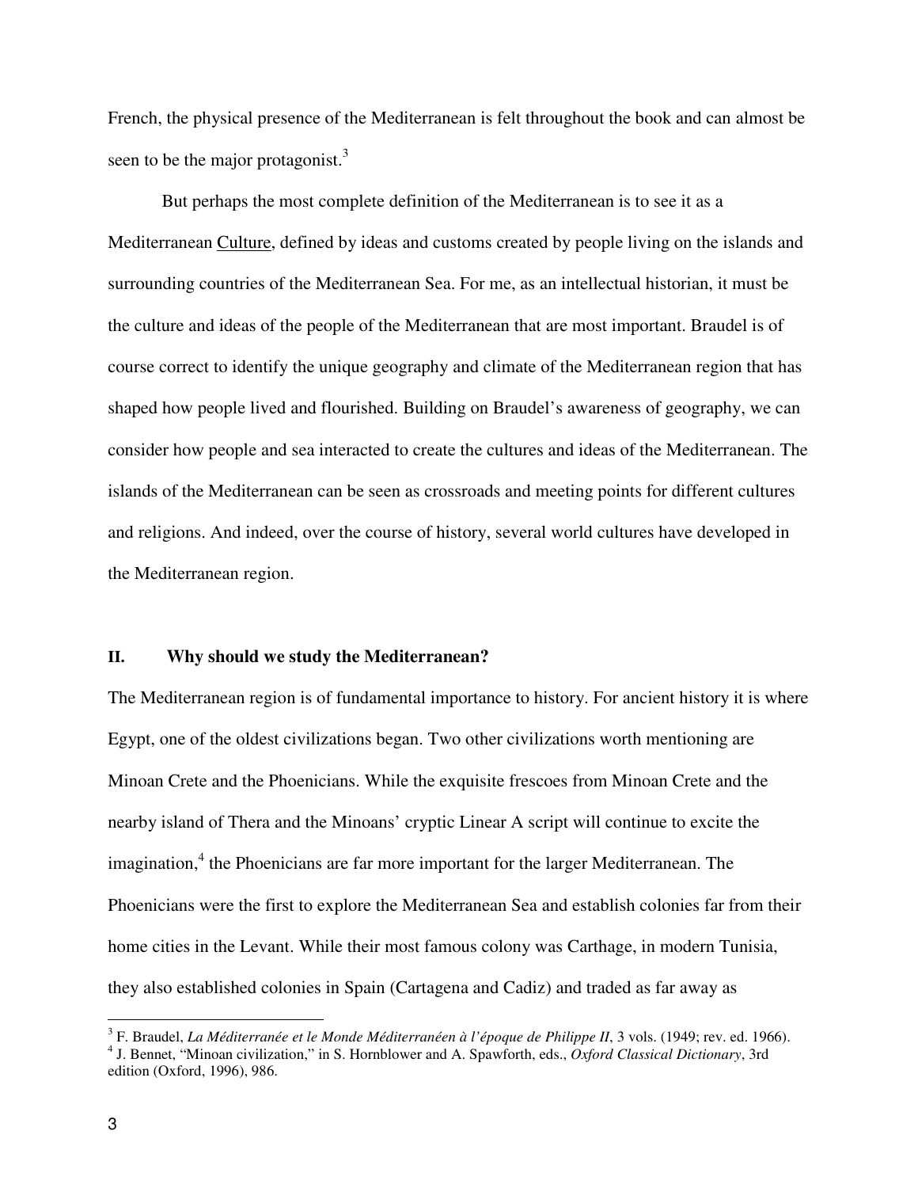French, the physical presence of the Mediterranean is felt throughout the book and can almost be seen to be the major protagonist.[3]

But perhaps the most complete definition of the Mediterranean is to see it as a Mediterranean Culture, defined by ideas and customs created by people living on the islands and surrounding countries of the Mediterranean Sea. For me, as an intellectual historian, it must be the culture and ideas of the people of the Mediterranean that are most important. Braudel is of course correct to identify the unique geography and climate of the Mediterranean region that has shaped how people lived and flourished. Building on Braudel's awareness of geography, we can consider how people and sea interacted to create the cultures and ideas of the Mediterranean. The islands of the Mediterranean can be seen as crossroads and meeting points for different cultures and religions. And indeed, over the course of history, several world cultures have developed in the Mediterranean region.

## II. Why should we study the Mediterranean?

The Mediterranean region is of fundamental importance to history. For ancient history it is where Egypt, one of the oldest civilizations began. Two other civilizations worth mentioning are Minoan Crete and the Phoenicians. While the exquisite frescoes from Minoan Crete and the nearby island of Thera and the Minoans' cryptic Linear A script will continue to excite the imagination,[4] the Phoenicians are far more important for the larger Mediterranean. The Phoenicians were the first to explore the Mediterranean Sea and establish colonies far from their home cities in the Levant. While their most famous colony was Carthage, in modern Tunisia, they also established colonies in Spain (Cartagena and Cadiz) and traded as far away as

---

[3] F. Braudel, *La Méditerranée et le Monde Méditerranéen à l'époque de Philippe II*, 3 vols. (1949; rev. ed. 1966).

[4] J. Bennet, "Minoan civilization," in S. Hornblower and A. Spawforth, eds., *Oxford Classical Dictionary*, 3rd edition (Oxford, 1996), 986.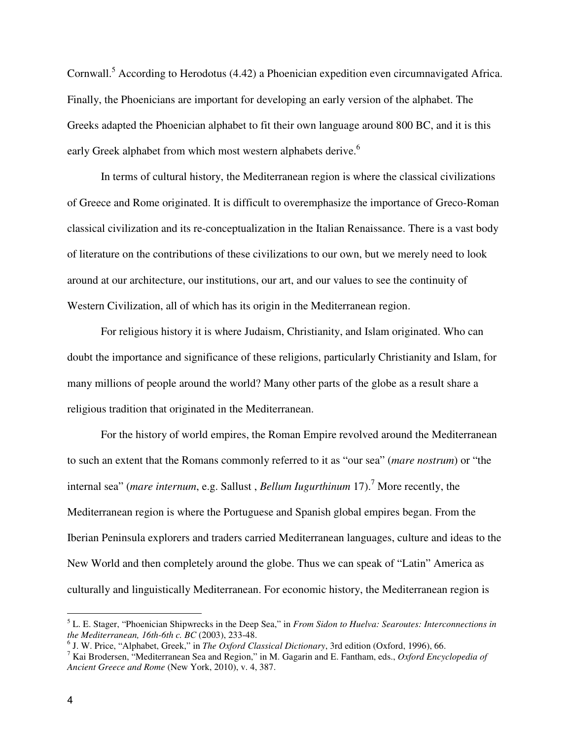Cornwall.[5] According to Herodotus (4.42) a Phoenician expedition even circumnavigated Africa. Finally, the Phoenicians are important for developing an early version of the alphabet. The Greeks adapted the Phoenician alphabet to fit their own language around 800 BC, and it is this early Greek alphabet from which most western alphabets derive.[6]

In terms of cultural history, the Mediterranean region is where the classical civilizations of Greece and Rome originated. It is difficult to overemphasize the importance of Greco-Roman classical civilization and its re-conceptualization in the Italian Renaissance. There is a vast body of literature on the contributions of these civilizations to our own, but we merely need to look around at our architecture, our institutions, our art, and our values to see the continuity of Western Civilization, all of which has its origin in the Mediterranean region.

For religious history it is where Judaism, Christianity, and Islam originated. Who can doubt the importance and significance of these religions, particularly Christianity and Islam, for many millions of people around the world? Many other parts of the globe as a result share a religious tradition that originated in the Mediterranean.

For the history of world empires, the Roman Empire revolved around the Mediterranean to such an extent that the Romans commonly referred to it as "our sea" (*mare nostrum*) or "the internal sea" (*mare internum*, e.g. Sallust , *Bellum Iugurthinum* 17).[7] More recently, the Mediterranean region is where the Portuguese and Spanish global empires began. From the Iberian Peninsula explorers and traders carried Mediterranean languages, culture and ideas to the New World and then completely around the globe. Thus we can speak of "Latin" America as culturally and linguistically Mediterranean. For economic history, the Mediterranean region is

---

[5] L. E. Stager, "Phoenician Shipwrecks in the Deep Sea," in *From Sidon to Huelva: Searoutes: Interconnections in the Mediterranean, 16th-6th c. BC* (2003), 233-48.

[6] J. W. Price, "Alphabet, Greek," in *The Oxford Classical Dictionary*, 3rd edition (Oxford, 1996), 66.

[7] Kai Brodersen, "Mediterranean Sea and Region," in M. Gagarin and E. Fantham, eds., *Oxford Encyclopedia of Ancient Greece and Rome* (New York, 2010), v. 4, 387.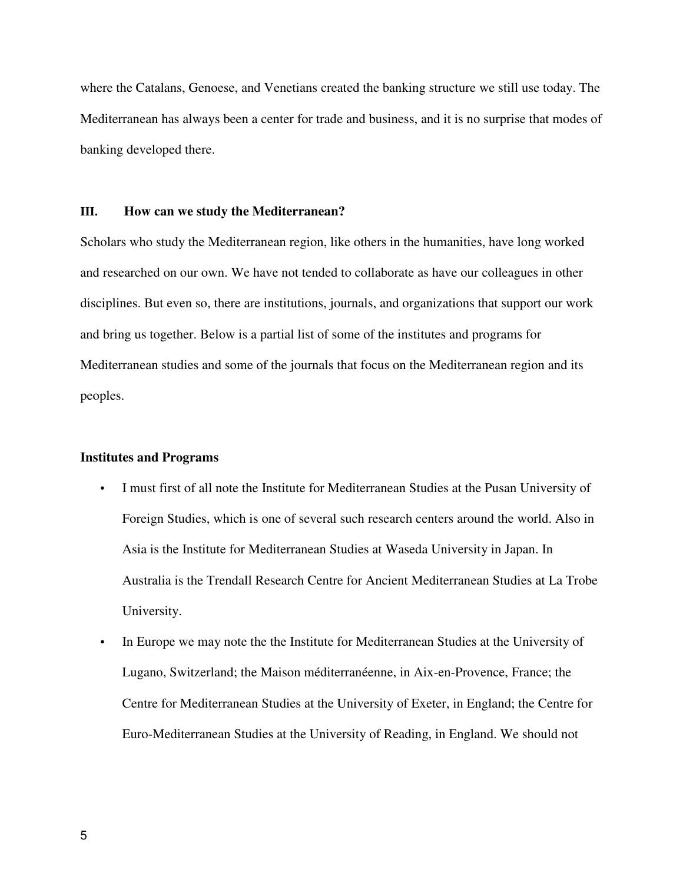where the Catalans, Genoese, and Venetians created the banking structure we still use today. The Mediterranean has always been a center for trade and business, and it is no surprise that modes of banking developed there.

## III. How can we study the Mediterranean?

Scholars who study the Mediterranean region, like others in the humanities, have long worked and researched on our own. We have not tended to collaborate as have our colleagues in other disciplines. But even so, there are institutions, journals, and organizations that support our work and bring us together. Below is a partial list of some of the institutes and programs for Mediterranean studies and some of the journals that focus on the Mediterranean region and its peoples.

### Institutes and Programs

- I must first of all note the Institute for Mediterranean Studies at the Pusan University of Foreign Studies, which is one of several such research centers around the world. Also in Asia is the Institute for Mediterranean Studies at Waseda University in Japan. In Australia is the Trendall Research Centre for Ancient Mediterranean Studies at La Trobe University.
- In Europe we may note the the Institute for Mediterranean Studies at the University of Lugano, Switzerland; the Maison méditerranéenne, in Aix-en-Provence, France; the Centre for Mediterranean Studies at the University of Exeter, in England; the Centre for Euro-Mediterranean Studies at the University of Reading, in England. We should not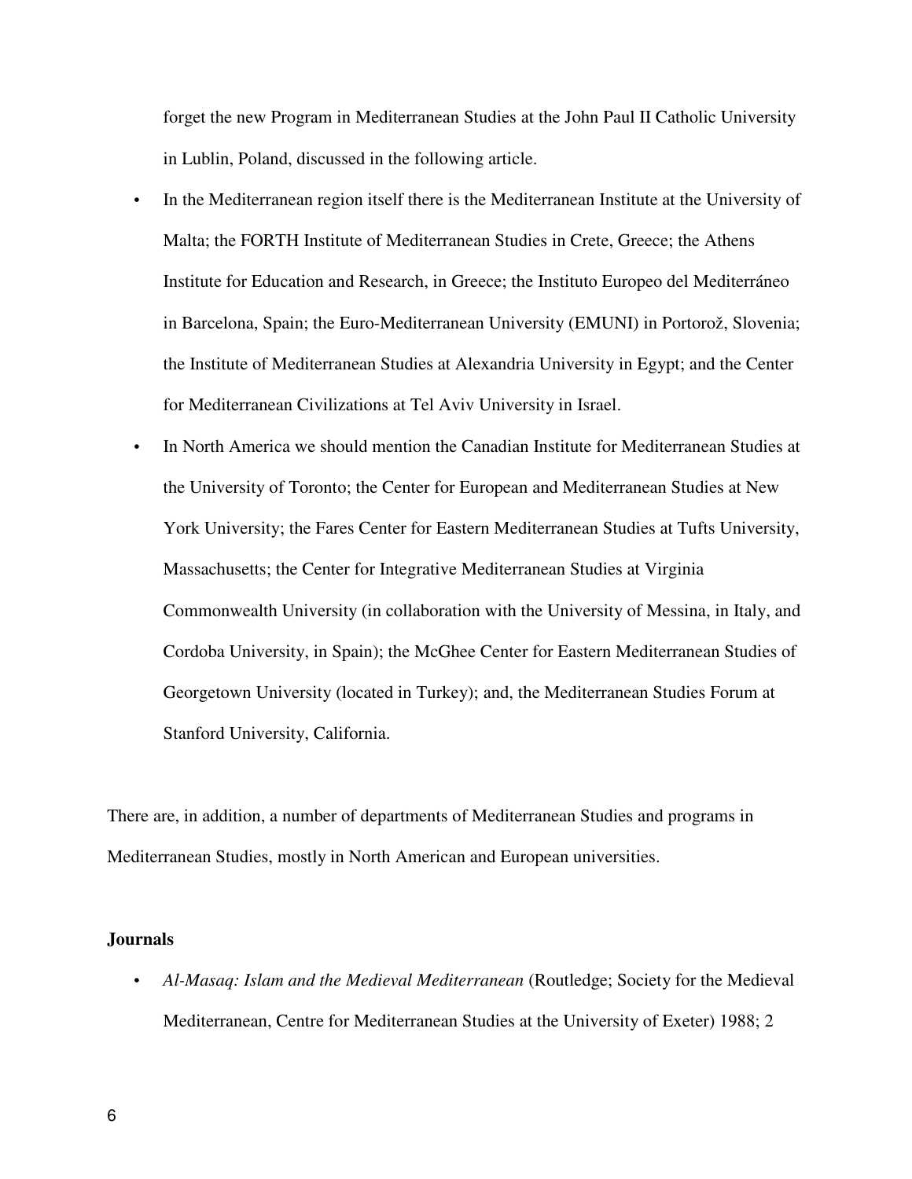forget the new Program in Mediterranean Studies at the John Paul II Catholic University in Lublin, Poland, discussed in the following article.

- In the Mediterranean region itself there is the Mediterranean Institute at the University of Malta; the FORTH Institute of Mediterranean Studies in Crete, Greece; the Athens Institute for Education and Research, in Greece; the Instituto Europeo del Mediterráneo in Barcelona, Spain; the Euro-Mediterranean University (EMUNI) in Portorož, Slovenia; the Institute of Mediterranean Studies at Alexandria University in Egypt; and the Center for Mediterranean Civilizations at Tel Aviv University in Israel.
- In North America we should mention the Canadian Institute for Mediterranean Studies at the University of Toronto; the Center for European and Mediterranean Studies at New York University; the Fares Center for Eastern Mediterranean Studies at Tufts University, Massachusetts; the Center for Integrative Mediterranean Studies at Virginia Commonwealth University (in collaboration with the University of Messina, in Italy, and Cordoba University, in Spain); the McGhee Center for Eastern Mediterranean Studies of Georgetown University (located in Turkey); and, the Mediterranean Studies Forum at Stanford University, California.

There are, in addition, a number of departments of Mediterranean Studies and programs in Mediterranean Studies, mostly in North American and European universities.

**Journals**

- *Al-Masaq: Islam and the Medieval Mediterranean* (Routledge; Society for the Medieval Mediterranean, Centre for Mediterranean Studies at the University of Exeter) 1988; 2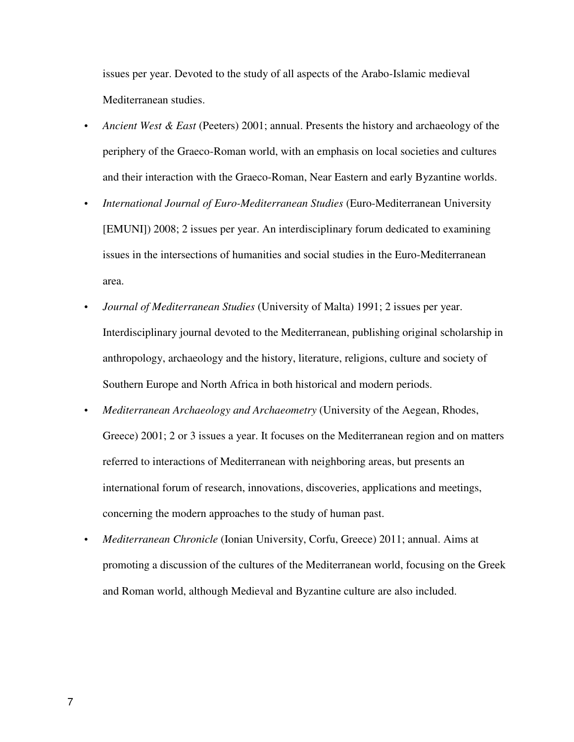issues per year. Devoted to the study of all aspects of the Arabo-Islamic medieval Mediterranean studies.

- *Ancient West & East* (Peeters) 2001; annual. Presents the history and archaeology of the periphery of the Graeco-Roman world, with an emphasis on local societies and cultures and their interaction with the Graeco-Roman, Near Eastern and early Byzantine worlds.
- *International Journal of Euro-Mediterranean Studies* (Euro-Mediterranean University [EMUNI]) 2008; 2 issues per year. An interdisciplinary forum dedicated to examining issues in the intersections of humanities and social studies in the Euro-Mediterranean area.
- *Journal of Mediterranean Studies* (University of Malta) 1991; 2 issues per year. Interdisciplinary journal devoted to the Mediterranean, publishing original scholarship in anthropology, archaeology and the history, literature, religions, culture and society of Southern Europe and North Africa in both historical and modern periods.
- *Mediterranean Archaeology and Archaeometry* (University of the Aegean, Rhodes, Greece) 2001; 2 or 3 issues a year. It focuses on the Mediterranean region and on matters referred to interactions of Mediterranean with neighboring areas, but presents an international forum of research, innovations, discoveries, applications and meetings, concerning the modern approaches to the study of human past.
- *Mediterranean Chronicle* (Ionian University, Corfu, Greece) 2011; annual. Aims at promoting a discussion of the cultures of the Mediterranean world, focusing on the Greek and Roman world, although Medieval and Byzantine culture are also included.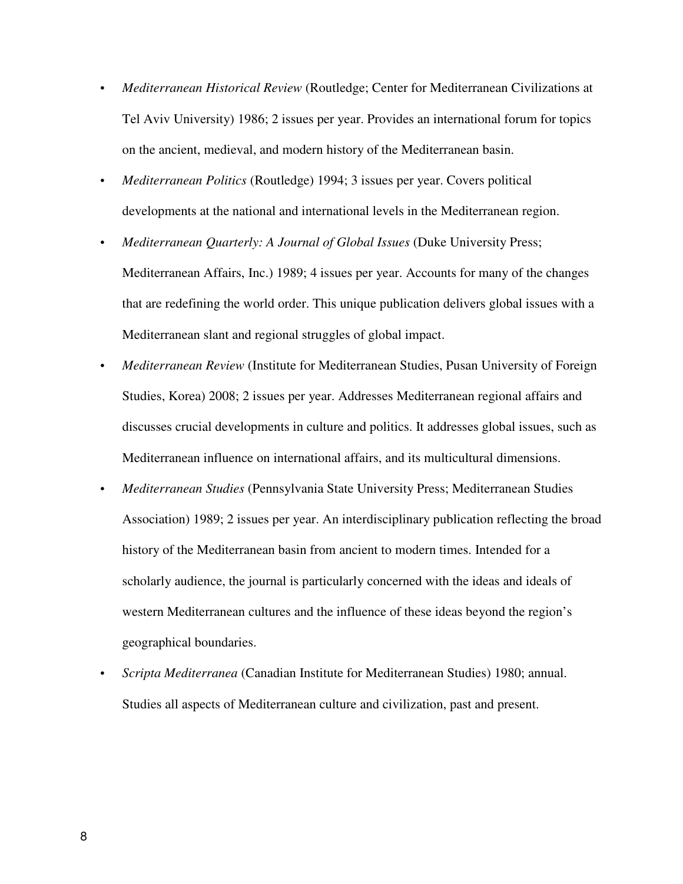- *Mediterranean Historical Review* (Routledge; Center for Mediterranean Civilizations at Tel Aviv University) 1986; 2 issues per year. Provides an international forum for topics on the ancient, medieval, and modern history of the Mediterranean basin.
- *Mediterranean Politics* (Routledge) 1994; 3 issues per year. Covers political developments at the national and international levels in the Mediterranean region.
- *Mediterranean Quarterly: A Journal of Global Issues* (Duke University Press; Mediterranean Affairs, Inc.) 1989; 4 issues per year. Accounts for many of the changes that are redefining the world order. This unique publication delivers global issues with a Mediterranean slant and regional struggles of global impact.
- *Mediterranean Review* (Institute for Mediterranean Studies, Pusan University of Foreign Studies, Korea) 2008; 2 issues per year. Addresses Mediterranean regional affairs and discusses crucial developments in culture and politics. It addresses global issues, such as Mediterranean influence on international affairs, and its multicultural dimensions.
- *Mediterranean Studies* (Pennsylvania State University Press; Mediterranean Studies Association) 1989; 2 issues per year. An interdisciplinary publication reflecting the broad history of the Mediterranean basin from ancient to modern times. Intended for a scholarly audience, the journal is particularly concerned with the ideas and ideals of western Mediterranean cultures and the influence of these ideas beyond the region's geographical boundaries.
- *Scripta Mediterranea* (Canadian Institute for Mediterranean Studies) 1980; annual. Studies all aspects of Mediterranean culture and civilization, past and present.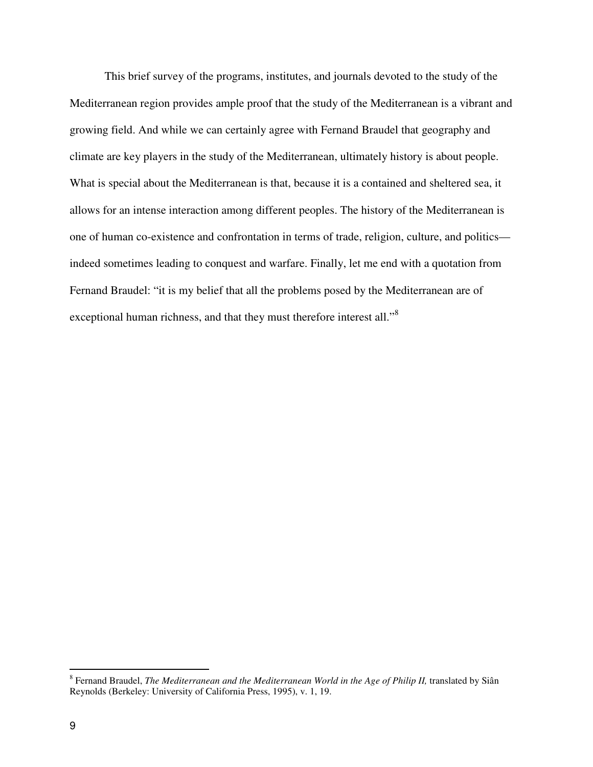This brief survey of the programs, institutes, and journals devoted to the study of the Mediterranean region provides ample proof that the study of the Mediterranean is a vibrant and growing field. And while we can certainly agree with Fernand Braudel that geography and climate are key players in the study of the Mediterranean, ultimately history is about people. What is special about the Mediterranean is that, because it is a contained and sheltered sea, it allows for an intense interaction among different peoples. The history of the Mediterranean is one of human co-existence and confrontation in terms of trade, religion, culture, and politics—indeed sometimes leading to conquest and warfare. Finally, let me end with a quotation from Fernand Braudel: "it is my belief that all the problems posed by the Mediterranean are of exceptional human richness, and that they must therefore interest all."[8]

---

[8] Fernand Braudel, *The Mediterranean and the Mediterranean World in the Age of Philip II,* translated by Siân Reynolds (Berkeley: University of California Press, 1995), v. 1, 19.